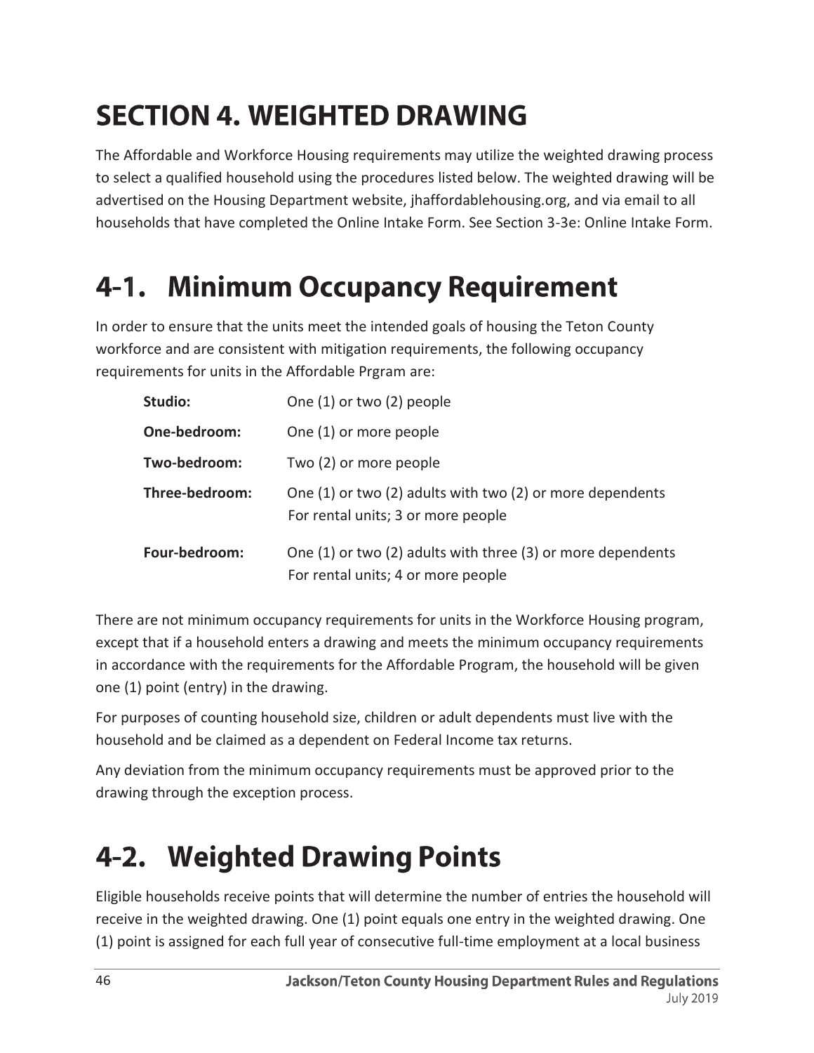# SECTION 4. WEIGHTED DRAWING

The Affordable and Workforce Housing requirements may utilize the weighted drawing process to select a qualified household using the procedures listed below. The weighted drawing will be advertised on the Housing Department website, jhaffordablehousing.org, and via email to all households that have completed the Online Intake Form. See Section 3-3e: Online Intake Form.

## 4-1. Minimum Occupancy Requirement

In order to ensure that the units meet the intended goals of housing the Teton County workforce and are consistent with mitigation requirements, the following occupancy requirements for units in the Affordable Prgram are:

| | |
|---|---|
| **Studio:** | One (1) or two (2) people |
| **One-bedroom:** | One (1) or more people |
| **Two-bedroom:** | Two (2) or more people |
| **Three-bedroom:** | One (1) or two (2) adults with two (2) or more dependents<br>For rental units; 3 or more people |
| **Four-bedroom:** | One (1) or two (2) adults with three (3) or more dependents<br>For rental units; 4 or more people |

There are not minimum occupancy requirements for units in the Workforce Housing program, except that if a household enters a drawing and meets the minimum occupancy requirements in accordance with the requirements for the Affordable Program, the household will be given one (1) point (entry) in the drawing.

For purposes of counting household size, children or adult dependents must live with the household and be claimed as a dependent on Federal Income tax returns.

Any deviation from the minimum occupancy requirements must be approved prior to the drawing through the exception process.

## 4-2. Weighted Drawing Points

Eligible households receive points that will determine the number of entries the household will receive in the weighted drawing. One (1) point equals one entry in the weighted drawing. One (1) point is assigned for each full year of consecutive full-time employment at a local business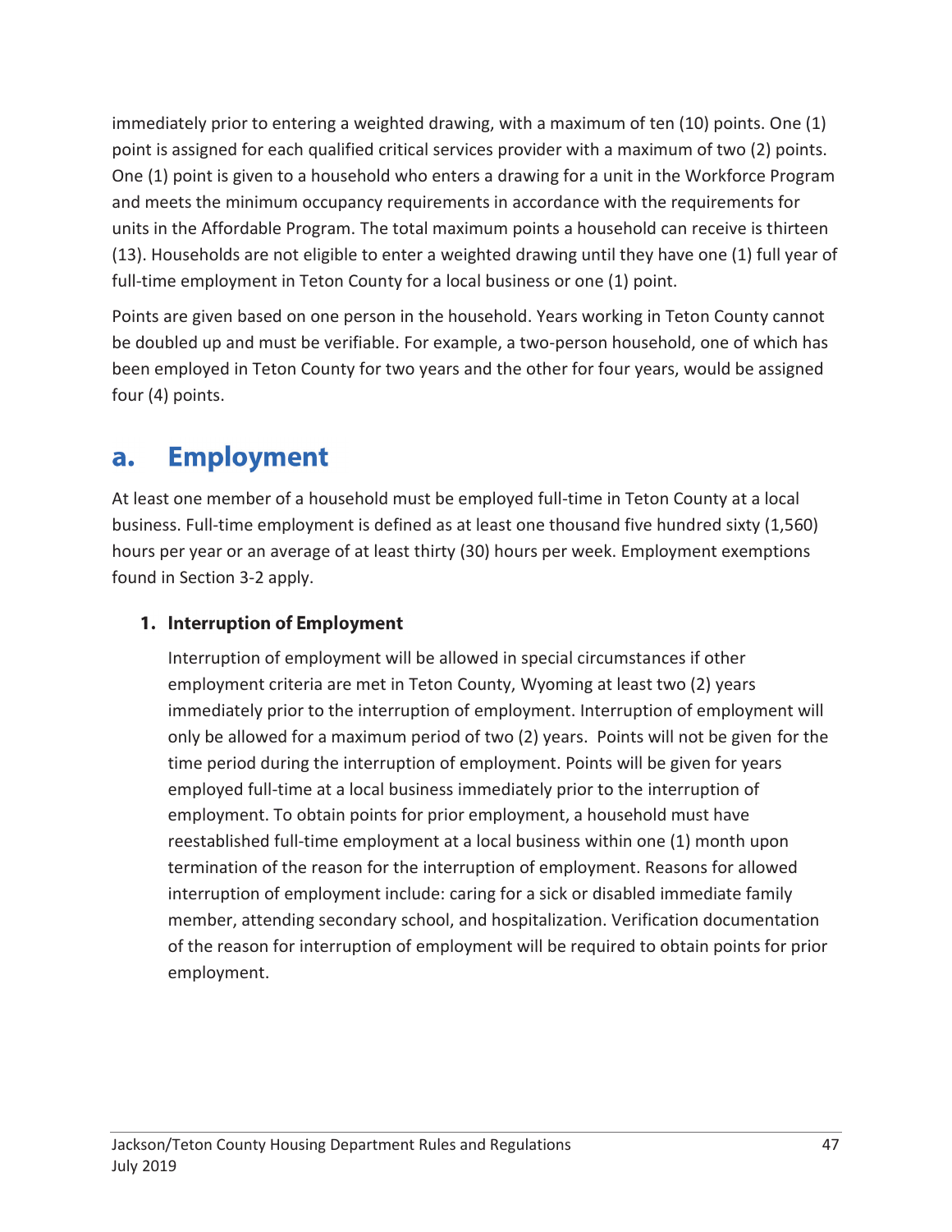immediately prior to entering a weighted drawing, with a maximum of ten (10) points. One (1) point is assigned for each qualified critical services provider with a maximum of two (2) points. One (1) point is given to a household who enters a drawing for a unit in the Workforce Program and meets the minimum occupancy requirements in accordance with the requirements for units in the Affordable Program. The total maximum points a household can receive is thirteen (13). Households are not eligible to enter a weighted drawing until they have one (1) full year of full-time employment in Teton County for a local business or one (1) point.

Points are given based on one person in the household. Years working in Teton County cannot be doubled up and must be verifiable. For example, a two-person household, one of which has been employed in Teton County for two years and the other for four years, would be assigned four (4) points.

## a. Employment

At least one member of a household must be employed full-time in Teton County at a local business. Full-time employment is defined as at least one thousand five hundred sixty (1,560) hours per year or an average of at least thirty (30) hours per week. Employment exemptions found in Section 3-2 apply.

### 1. Interruption of Employment

Interruption of employment will be allowed in special circumstances if other employment criteria are met in Teton County, Wyoming at least two (2) years immediately prior to the interruption of employment. Interruption of employment will only be allowed for a maximum period of two (2) years. Points will not be given for the time period during the interruption of employment. Points will be given for years employed full-time at a local business immediately prior to the interruption of employment. To obtain points for prior employment, a household must have reestablished full-time employment at a local business within one (1) month upon termination of the reason for the interruption of employment. Reasons for allowed interruption of employment include: caring for a sick or disabled immediate family member, attending secondary school, and hospitalization. Verification documentation of the reason for interruption of employment will be required to obtain points for prior employment.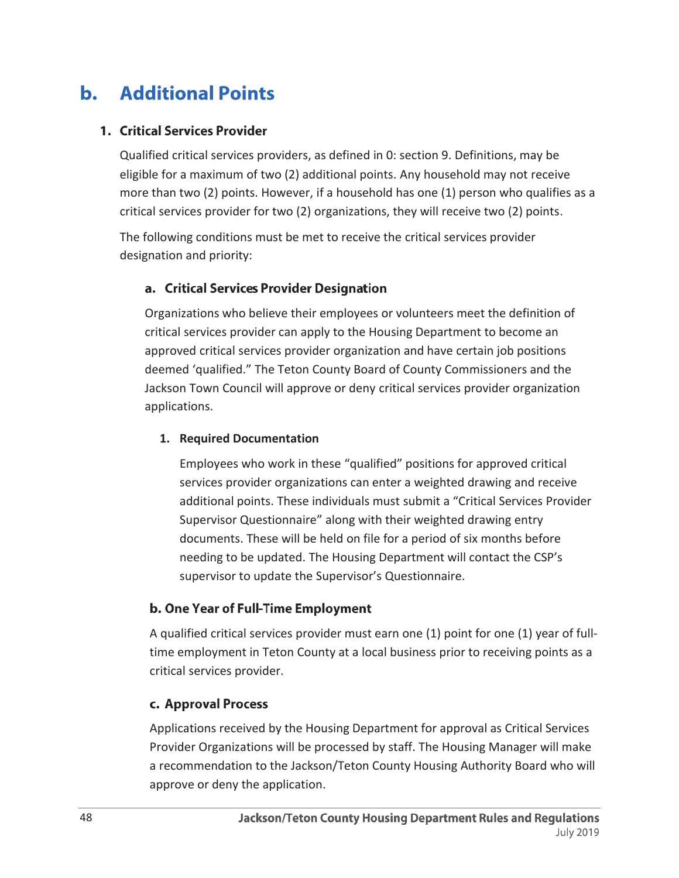## b. Additional Points

### 1. Critical Services Provider

Qualified critical services providers, as defined in 0: section 9. Definitions, may be eligible for a maximum of two (2) additional points. Any household may not receive more than two (2) points. However, if a household has one (1) person who qualifies as a critical services provider for two (2) organizations, they will receive two (2) points.

The following conditions must be met to receive the critical services provider designation and priority:

#### a. Critical Services Provider Designation

Organizations who believe their employees or volunteers meet the definition of critical services provider can apply to the Housing Department to become an approved critical services provider organization and have certain job positions deemed 'qualified." The Teton County Board of County Commissioners and the Jackson Town Council will approve or deny critical services provider organization applications.

##### 1. Required Documentation

Employees who work in these "qualified" positions for approved critical services provider organizations can enter a weighted drawing and receive additional points. These individuals must submit a "Critical Services Provider Supervisor Questionnaire" along with their weighted drawing entry documents. These will be held on file for a period of six months before needing to be updated. The Housing Department will contact the CSP's supervisor to update the Supervisor's Questionnaire.

#### b. One Year of Full-Time Employment

A qualified critical services provider must earn one (1) point for one (1) year of full-time employment in Teton County at a local business prior to receiving points as a critical services provider.

#### c. Approval Process

Applications received by the Housing Department for approval as Critical Services Provider Organizations will be processed by staff. The Housing Manager will make a recommendation to the Jackson/Teton County Housing Authority Board who will approve or deny the application.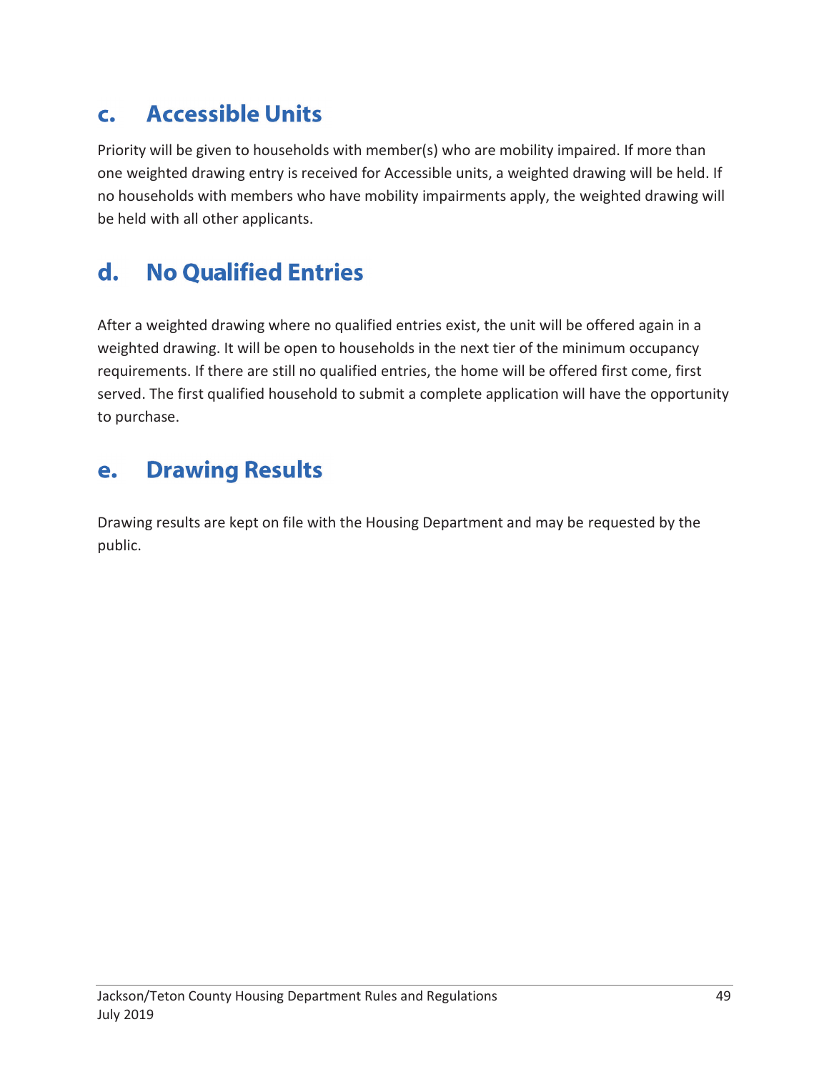## c. Accessible Units

Priority will be given to households with member(s) who are mobility impaired. If more than one weighted drawing entry is received for Accessible units, a weighted drawing will be held. If no households with members who have mobility impairments apply, the weighted drawing will be held with all other applicants.

## d. No Qualified Entries

After a weighted drawing where no qualified entries exist, the unit will be offered again in a weighted drawing. It will be open to households in the next tier of the minimum occupancy requirements. If there are still no qualified entries, the home will be offered first come, first served. The first qualified household to submit a complete application will have the opportunity to purchase.

## e. Drawing Results

Drawing results are kept on file with the Housing Department and may be requested by the public.